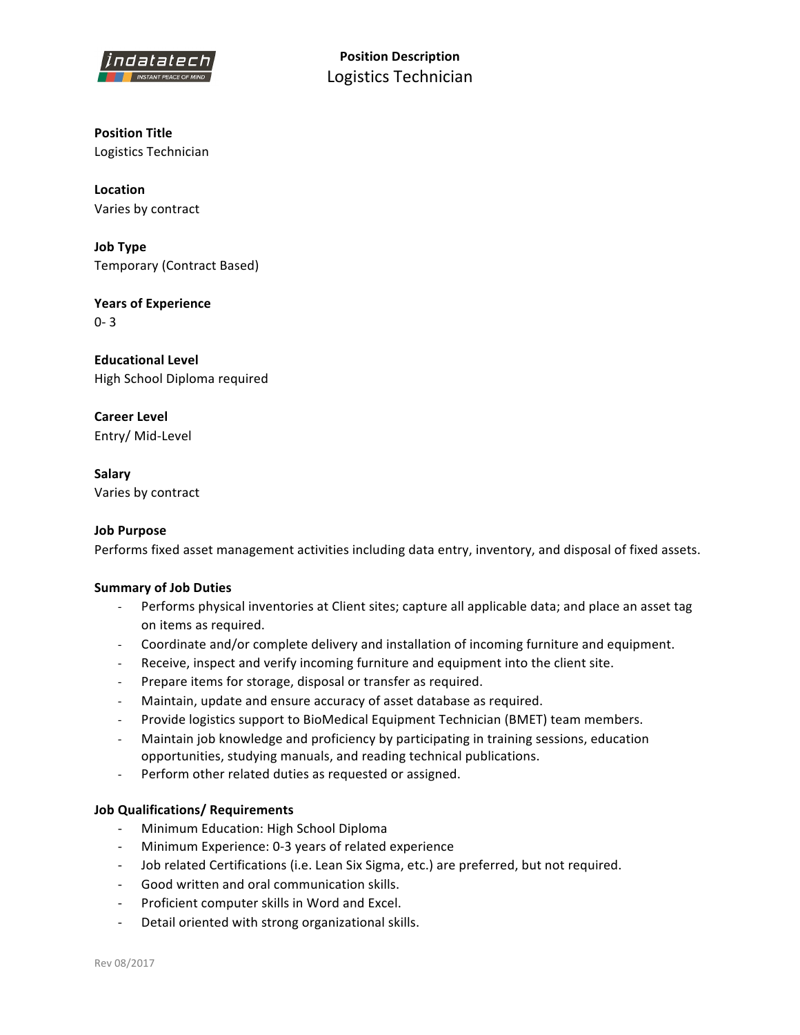# Position Description
## Logistics Technician

**Position Title**
Logistics Technician

**Location**
Varies by contract

**Job Type**
Temporary (Contract Based)

**Years of Experience**
0- 3

**Educational Level**
High School Diploma required

**Career Level**
Entry/ Mid-Level

**Salary**
Varies by contract

**Job Purpose**
Performs fixed asset management activities including data entry, inventory, and disposal of fixed assets.

**Summary of Job Duties**

- Performs physical inventories at Client sites; capture all applicable data; and place an asset tag on items as required.
- Coordinate and/or complete delivery and installation of incoming furniture and equipment.
- Receive, inspect and verify incoming furniture and equipment into the client site.
- Prepare items for storage, disposal or transfer as required.
- Maintain, update and ensure accuracy of asset database as required.
- Provide logistics support to BioMedical Equipment Technician (BMET) team members.
- Maintain job knowledge and proficiency by participating in training sessions, education opportunities, studying manuals, and reading technical publications.
- Perform other related duties as requested or assigned.

**Job Qualifications/ Requirements**

- Minimum Education: High School Diploma
- Minimum Experience: 0-3 years of related experience
- Job related Certifications (i.e. Lean Six Sigma, etc.) are preferred, but not required.
- Good written and oral communication skills.
- Proficient computer skills in Word and Excel.
- Detail oriented with strong organizational skills.

Rev 08/2017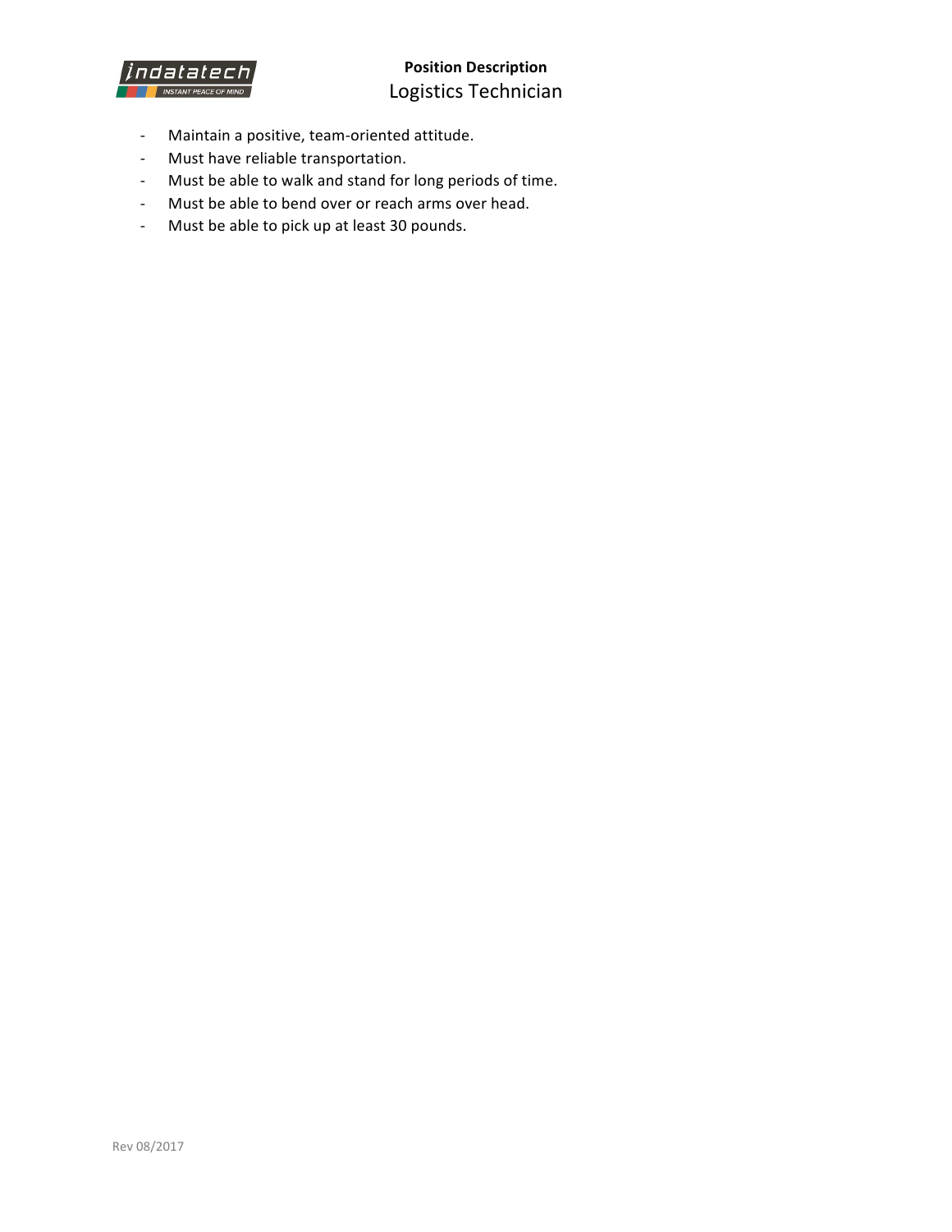- Maintain a positive, team-oriented attitude.
- Must have reliable transportation.
- Must be able to walk and stand for long periods of time.
- Must be able to bend over or reach arms over head.
- Must be able to pick up at least 30 pounds.